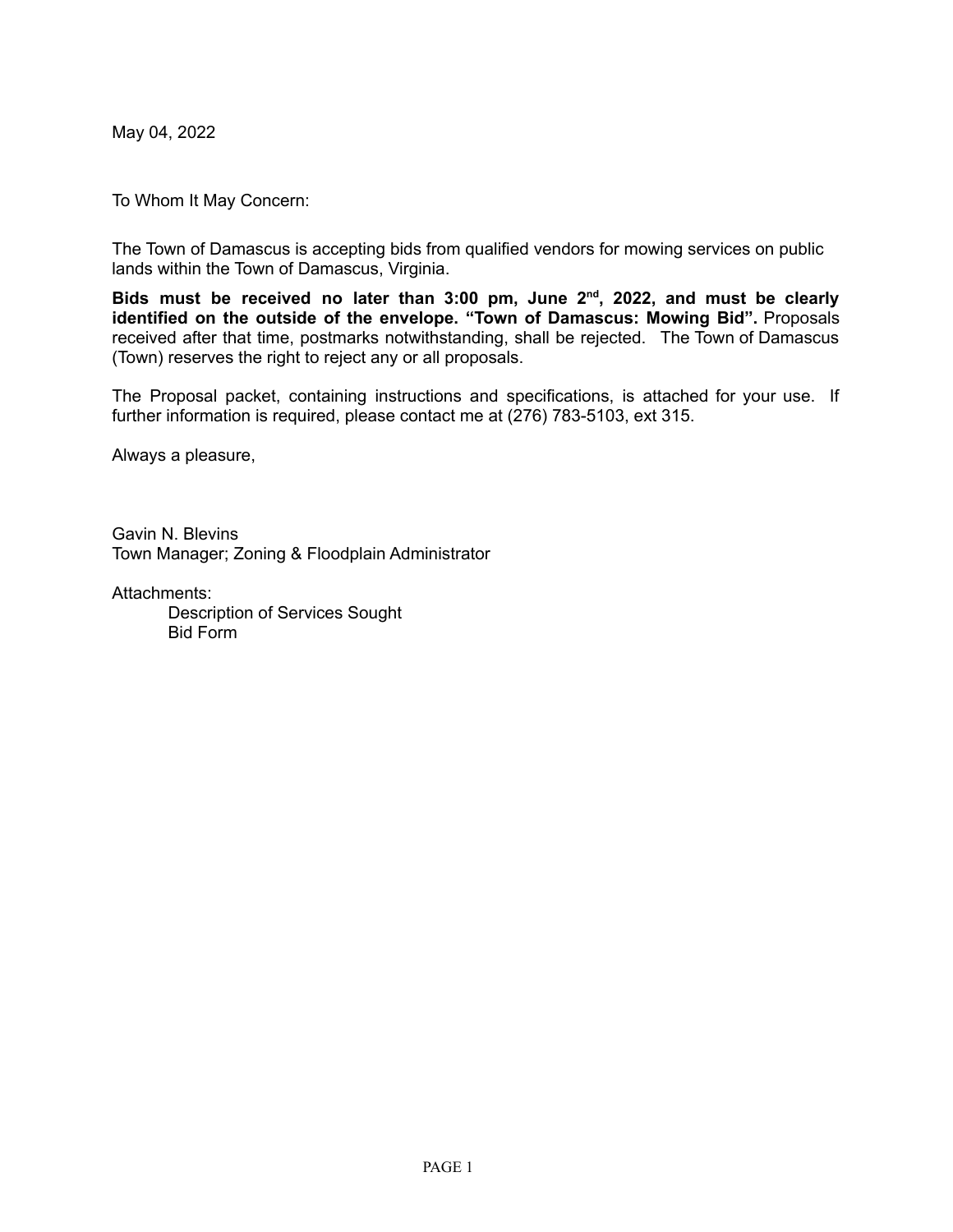May 04, 2022

To Whom It May Concern:

The Town of Damascus is accepting bids from qualified vendors for mowing services on public lands within the Town of Damascus, Virginia.

**Bids must be received no later than 3:00 pm, June 2nd, 2022, and must be clearly identified on the outside of the envelope. "Town of Damascus: Mowing Bid".** Proposals received after that time, postmarks notwithstanding, shall be rejected. The Town of Damascus (Town) reserves the right to reject any or all proposals.

The Proposal packet, containing instructions and specifications, is attached for your use. If further information is required, please contact me at (276) 783-5103, ext 315.

Always a pleasure,

Gavin N. Blevins
Town Manager; Zoning & Floodplain Administrator

Attachments:
- Description of Services Sought
- Bid Form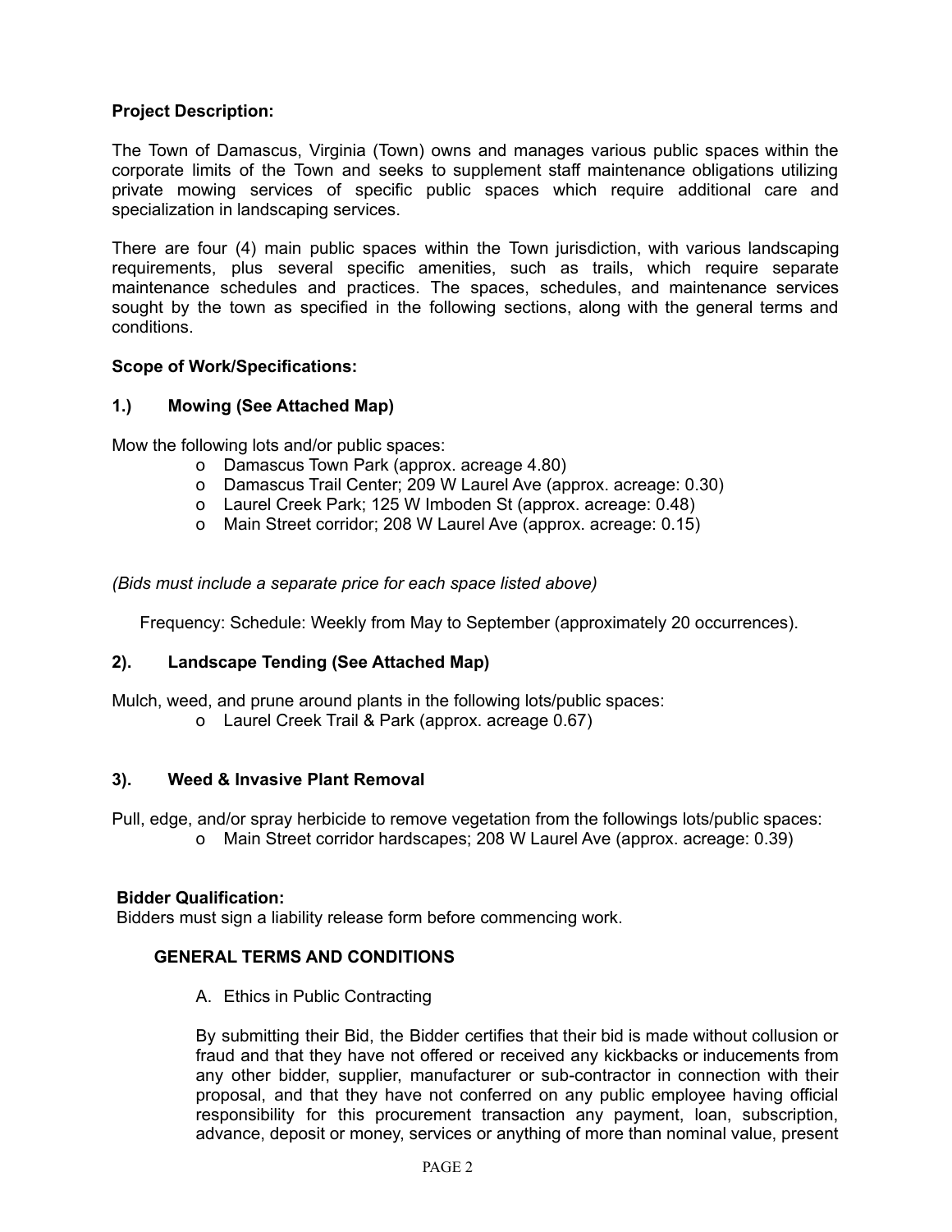**Project Description:**

The Town of Damascus, Virginia (Town) owns and manages various public spaces within the corporate limits of the Town and seeks to supplement staff maintenance obligations utilizing private mowing services of specific public spaces which require additional care and specialization in landscaping services.

There are four (4) main public spaces within the Town jurisdiction, with various landscaping requirements, plus several specific amenities, such as trails, which require separate maintenance schedules and practices. The spaces, schedules, and maintenance services sought by the town as specified in the following sections, along with the general terms and conditions.

**Scope of Work/Specifications:**

**1.) Mowing (See Attached Map)**

Mow the following lots and/or public spaces:

- o Damascus Town Park (approx. acreage 4.80)
- o Damascus Trail Center; 209 W Laurel Ave (approx. acreage: 0.30)
- o Laurel Creek Park; 125 W Imboden St (approx. acreage: 0.48)
- o Main Street corridor; 208 W Laurel Ave (approx. acreage: 0.15)

*(Bids must include a separate price for each space listed above)*

Frequency: Schedule: Weekly from May to September (approximately 20 occurrences).

**2). Landscape Tending (See Attached Map)**

Mulch, weed, and prune around plants in the following lots/public spaces:

- o Laurel Creek Trail & Park (approx. acreage 0.67)

**3). Weed & Invasive Plant Removal**

Pull, edge, and/or spray herbicide to remove vegetation from the followings lots/public spaces:

- o Main Street corridor hardscapes; 208 W Laurel Ave (approx. acreage: 0.39)

**Bidder Qualification:**
Bidders must sign a liability release form before commencing work.

**GENERAL TERMS AND CONDITIONS**

A. Ethics in Public Contracting

By submitting their Bid, the Bidder certifies that their bid is made without collusion or fraud and that they have not offered or received any kickbacks or inducements from any other bidder, supplier, manufacturer or sub-contractor in connection with their proposal, and that they have not conferred on any public employee having official responsibility for this procurement transaction any payment, loan, subscription, advance, deposit or money, services or anything of more than nominal value, present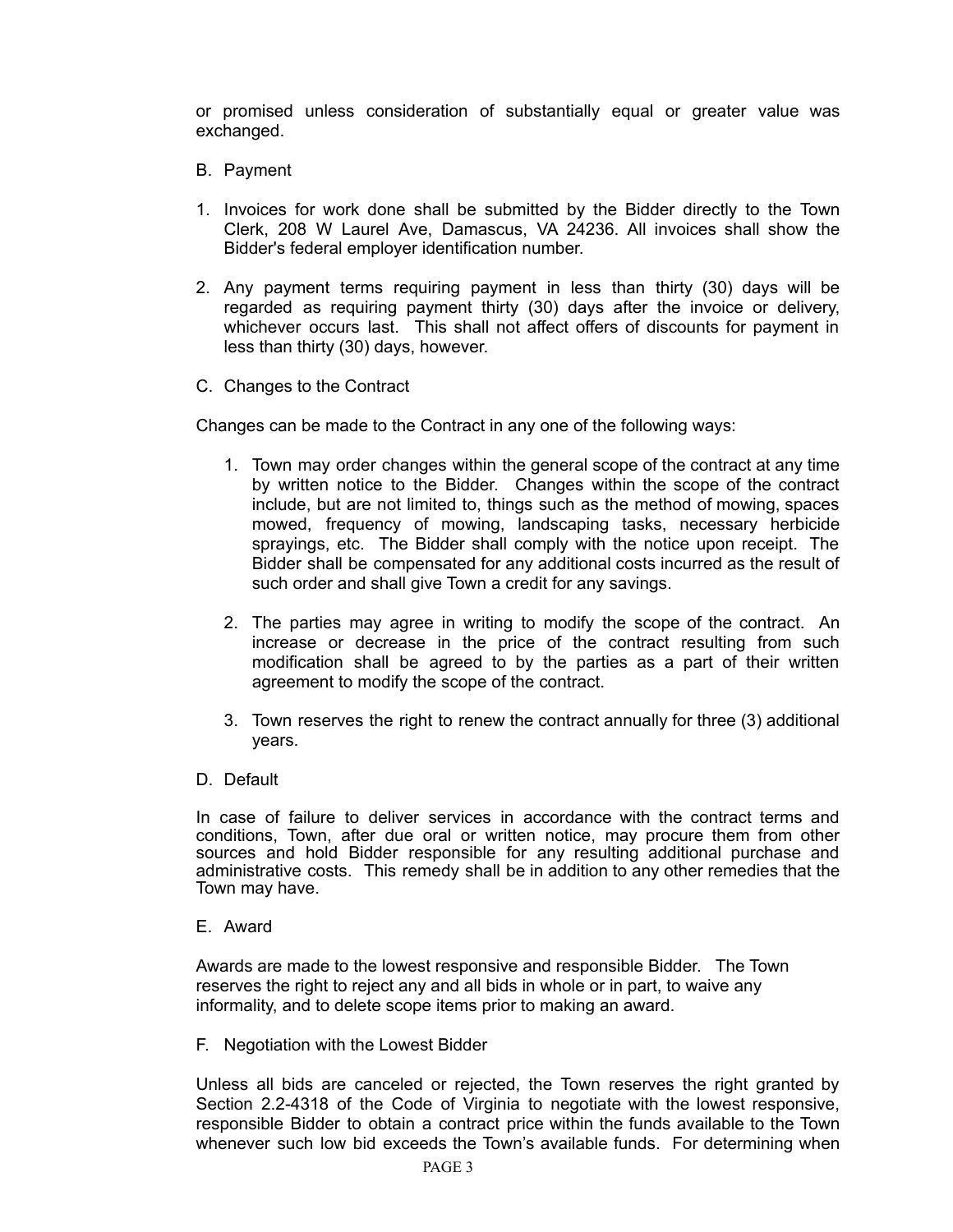or promised unless consideration of substantially equal or greater value was exchanged.

B. Payment

1. Invoices for work done shall be submitted by the Bidder directly to the Town Clerk, 208 W Laurel Ave, Damascus, VA 24236. All invoices shall show the Bidder's federal employer identification number.

2. Any payment terms requiring payment in less than thirty (30) days will be regarded as requiring payment thirty (30) days after the invoice or delivery, whichever occurs last. This shall not affect offers of discounts for payment in less than thirty (30) days, however.

C. Changes to the Contract

Changes can be made to the Contract in any one of the following ways:

1. Town may order changes within the general scope of the contract at any time by written notice to the Bidder. Changes within the scope of the contract include, but are not limited to, things such as the method of mowing, spaces mowed, frequency of mowing, landscaping tasks, necessary herbicide sprayings, etc. The Bidder shall comply with the notice upon receipt. The Bidder shall be compensated for any additional costs incurred as the result of such order and shall give Town a credit for any savings.

2. The parties may agree in writing to modify the scope of the contract. An increase or decrease in the price of the contract resulting from such modification shall be agreed to by the parties as a part of their written agreement to modify the scope of the contract.

3. Town reserves the right to renew the contract annually for three (3) additional years.

D. Default

In case of failure to deliver services in accordance with the contract terms and conditions, Town, after due oral or written notice, may procure them from other sources and hold Bidder responsible for any resulting additional purchase and administrative costs. This remedy shall be in addition to any other remedies that the Town may have.

E. Award

Awards are made to the lowest responsive and responsible Bidder. The Town reserves the right to reject any and all bids in whole or in part, to waive any informality, and to delete scope items prior to making an award.

F. Negotiation with the Lowest Bidder

Unless all bids are canceled or rejected, the Town reserves the right granted by Section 2.2-4318 of the Code of Virginia to negotiate with the lowest responsive, responsible Bidder to obtain a contract price within the funds available to the Town whenever such low bid exceeds the Town's available funds. For determining when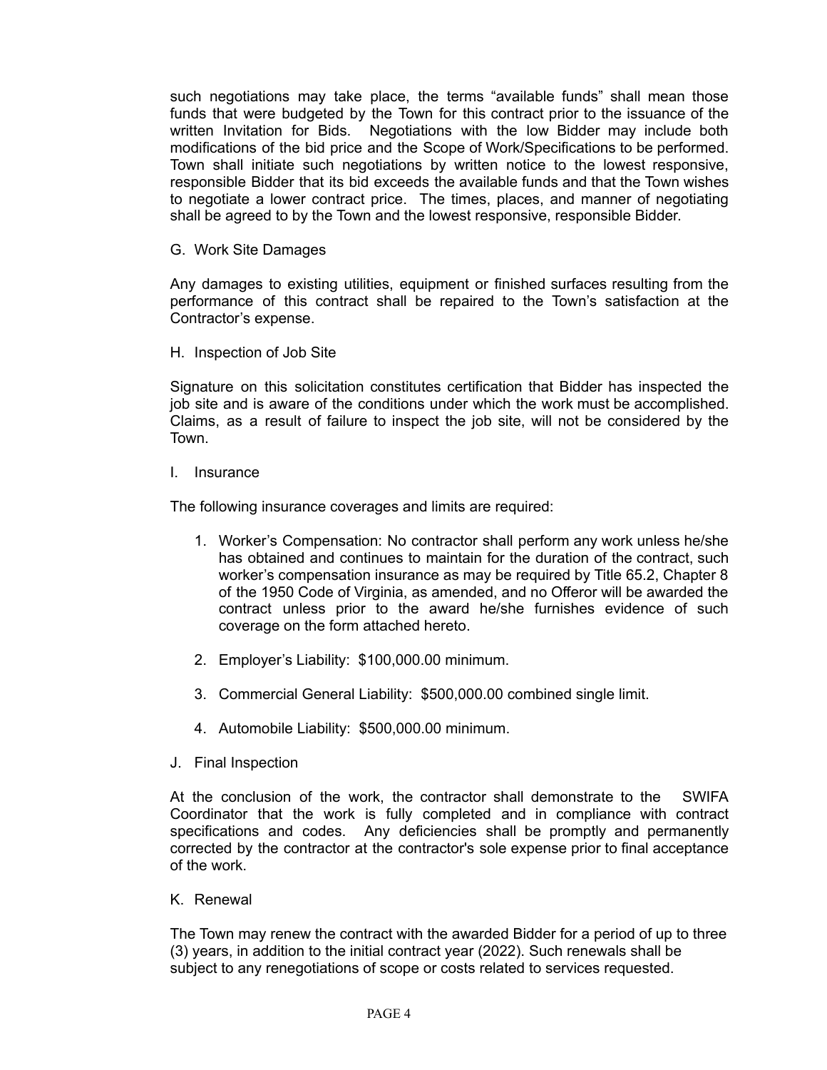such negotiations may take place, the terms "available funds" shall mean those funds that were budgeted by the Town for this contract prior to the issuance of the written Invitation for Bids. Negotiations with the low Bidder may include both modifications of the bid price and the Scope of Work/Specifications to be performed. Town shall initiate such negotiations by written notice to the lowest responsive, responsible Bidder that its bid exceeds the available funds and that the Town wishes to negotiate a lower contract price. The times, places, and manner of negotiating shall be agreed to by the Town and the lowest responsive, responsible Bidder.

G. Work Site Damages

Any damages to existing utilities, equipment or finished surfaces resulting from the performance of this contract shall be repaired to the Town's satisfaction at the Contractor's expense.

H. Inspection of Job Site

Signature on this solicitation constitutes certification that Bidder has inspected the job site and is aware of the conditions under which the work must be accomplished. Claims, as a result of failure to inspect the job site, will not be considered by the Town.

I. Insurance

The following insurance coverages and limits are required:

1. Worker's Compensation: No contractor shall perform any work unless he/she has obtained and continues to maintain for the duration of the contract, such worker's compensation insurance as may be required by Title 65.2, Chapter 8 of the 1950 Code of Virginia, as amended, and no Offeror will be awarded the contract unless prior to the award he/she furnishes evidence of such coverage on the form attached hereto.

2. Employer's Liability: $100,000.00 minimum.

3. Commercial General Liability: $500,000.00 combined single limit.

4. Automobile Liability: $500,000.00 minimum.

J. Final Inspection

At the conclusion of the work, the contractor shall demonstrate to the SWIFA Coordinator that the work is fully completed and in compliance with contract specifications and codes. Any deficiencies shall be promptly and permanently corrected by the contractor at the contractor's sole expense prior to final acceptance of the work.

K. Renewal

The Town may renew the contract with the awarded Bidder for a period of up to three (3) years, in addition to the initial contract year (2022). Such renewals shall be subject to any renegotiations of scope or costs related to services requested.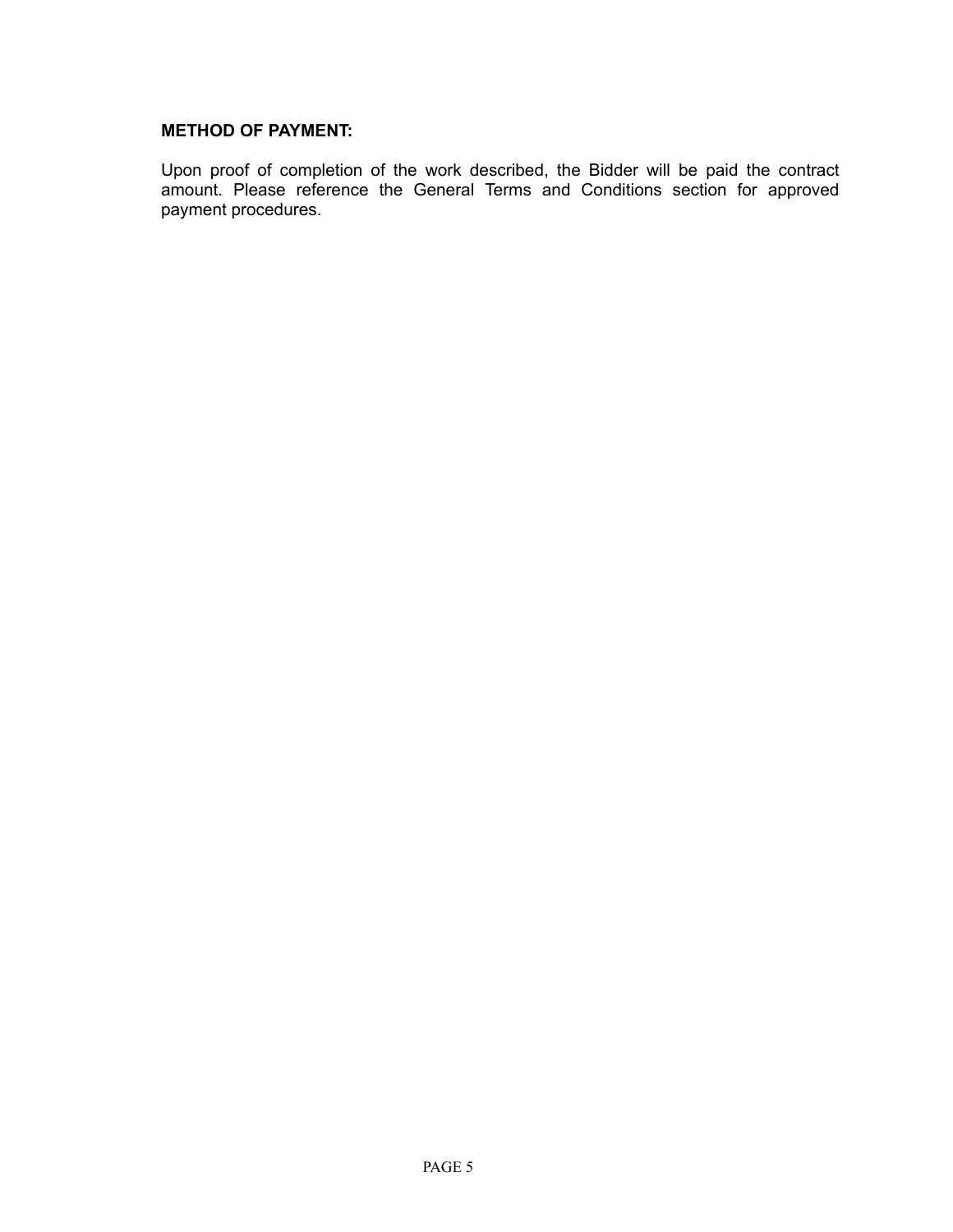**METHOD OF PAYMENT:**

Upon proof of completion of the work described, the Bidder will be paid the contract amount. Please reference the General Terms and Conditions section for approved payment procedures.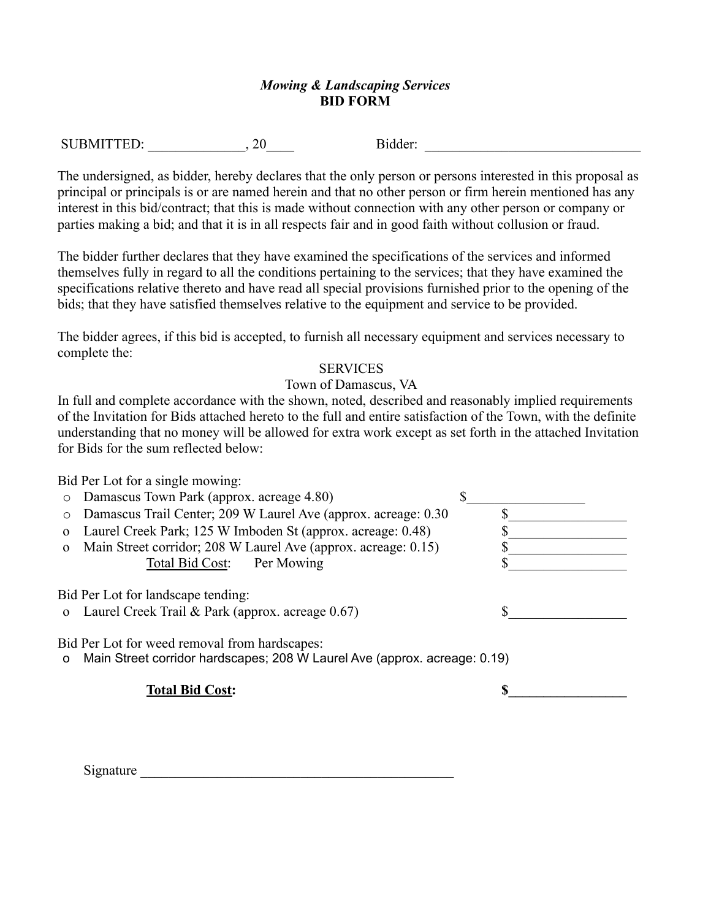*Mowing & Landscaping Services*
**BID FORM**

SUBMITTED: ______________, 20____ Bidder: ________________________________

The undersigned, as bidder, hereby declares that the only person or persons interested in this proposal as principal or principals is or are named herein and that no other person or firm herein mentioned has any interest in this bid/contract; that this is made without connection with any other person or company or parties making a bid; and that it is in all respects fair and in good faith without collusion or fraud.

The bidder further declares that they have examined the specifications of the services and informed themselves fully in regard to all the conditions pertaining to the services; that they have examined the specifications relative thereto and have read all special provisions furnished prior to the opening of the bids; that they have satisfied themselves relative to the equipment and service to be provided.

The bidder agrees, if this bid is accepted, to furnish all necessary equipment and services necessary to complete the:

SERVICES
Town of Damascus, VA

In full and complete accordance with the shown, noted, described and reasonably implied requirements of the Invitation for Bids attached hereto to the full and entire satisfaction of the Town, with the definite understanding that no money will be allowed for extra work except as set forth in the attached Invitation for Bids for the sum reflected below:

Bid Per Lot for a single mowing:

- Damascus Town Park (approx. acreage 4.80) $_________________
- Damascus Trail Center; 209 W Laurel Ave (approx. acreage: 0.30 $_________________
- Laurel Creek Park; 125 W Imboden St (approx. acreage: 0.48) $_________________
- Main Street corridor; 208 W Laurel Ave (approx. acreage: 0.15) $_________________

Total Bid Cost: Per Mowing $_________________

Bid Per Lot for landscape tending:

- Laurel Creek Trail & Park (approx. acreage 0.67) $_________________

Bid Per Lot for weed removal from hardscapes:

- Main Street corridor hardscapes; 208 W Laurel Ave (approx. acreage: 0.19)

**Total Bid Cost:** **$_________________**

Signature ______________________________________________